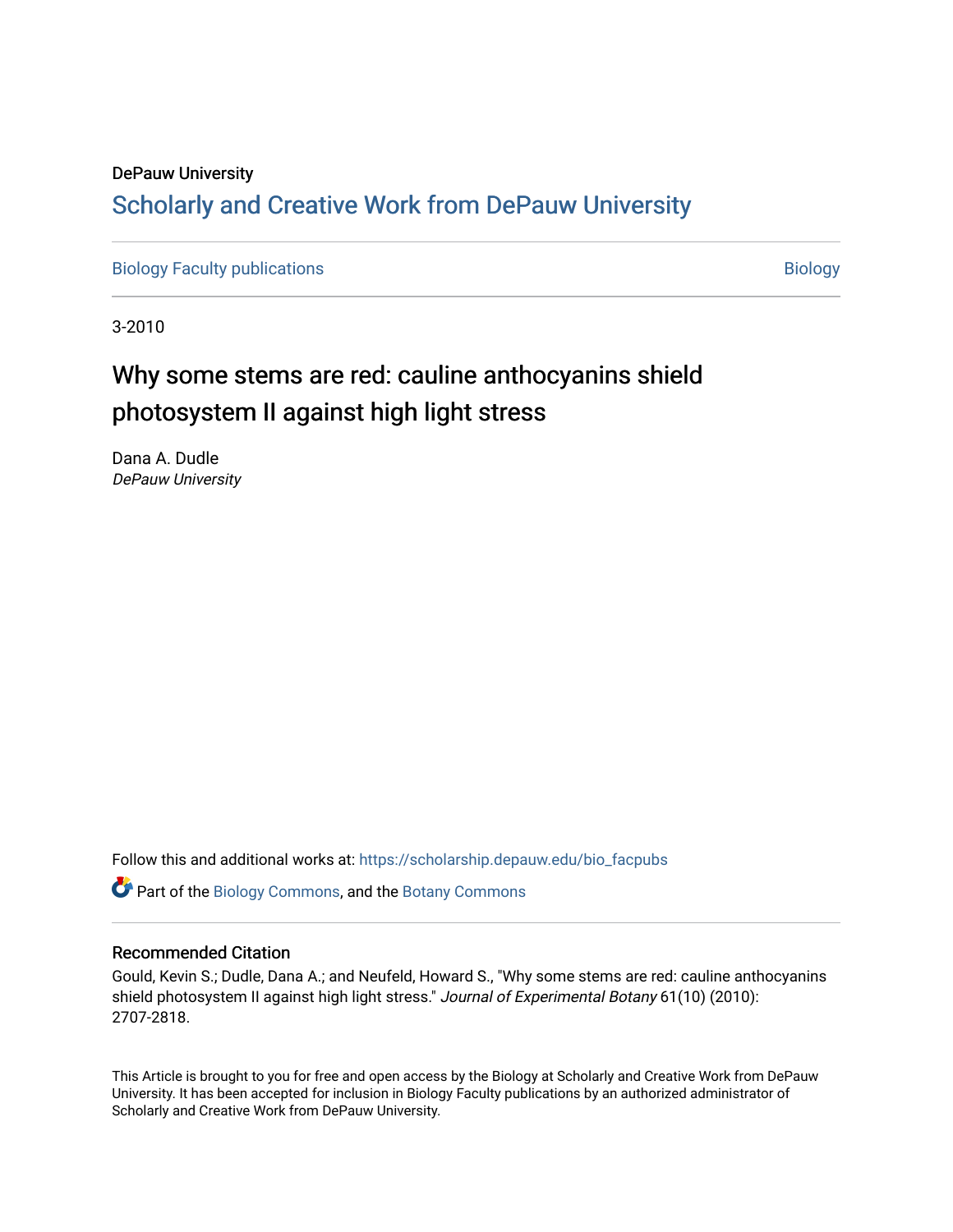DePauw University

# Scholarly and Creative Work from DePauw University

Biology Faculty publications | Biology

3-2010

## Why some stems are red: cauline anthocyanins shield photosystem II against high light stress

Dana A. Dudle
*DePauw University*

Follow this and additional works at: https://scholarship.depauw.edu/bio_facpubs

Part of the Biology Commons, and the Botany Commons

### Recommended Citation

Gould, Kevin S.; Dudle, Dana A.; and Neufeld, Howard S., "Why some stems are red: cauline anthocyanins shield photosystem II against high light stress." *Journal of Experimental Botany* 61(10) (2010): 2707-2818.

This Article is brought to you for free and open access by the Biology at Scholarly and Creative Work from DePauw University. It has been accepted for inclusion in Biology Faculty publications by an authorized administrator of Scholarly and Creative Work from DePauw University.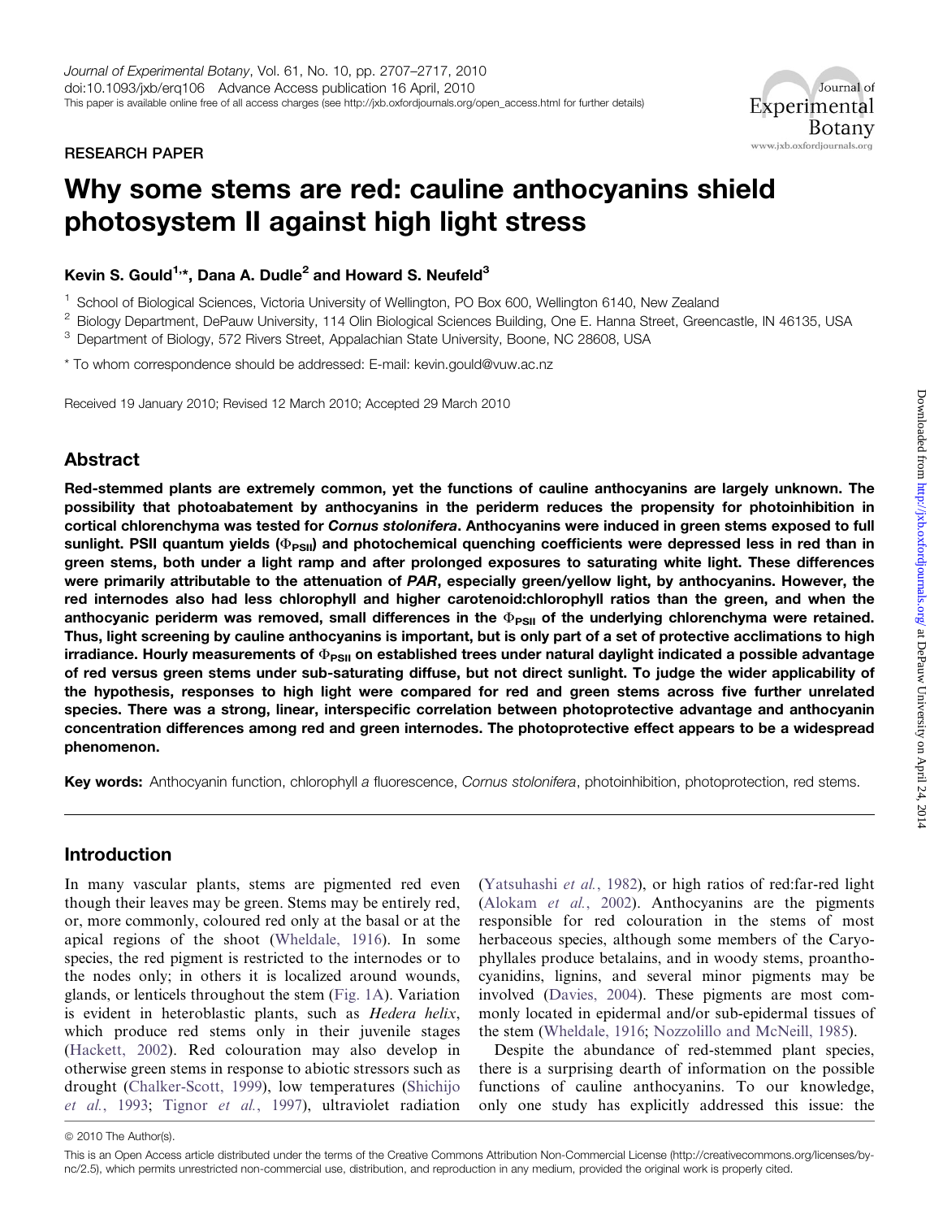Journal of Experimental Botany, Vol. 61, No. 10, pp. 2707–2717, 2010
doi:10.1093/jxb/erq106 Advance Access publication 16 April, 2010
This paper is available online free of all access charges (see http://jxb.oxfordjournals.org/open_access.html for further details)

RESEARCH PAPER

# Why some stems are red: cauline anthocyanins shield photosystem II against high light stress

**Kevin S. Gould[1,*], Dana A. Dudle[2] and Howard S. Neufeld[3]**

[1] School of Biological Sciences, Victoria University of Wellington, PO Box 600, Wellington 6140, New Zealand

[2] Biology Department, DePauw University, 114 Olin Biological Sciences Building, One E. Hanna Street, Greencastle, IN 46135, USA

[3] Department of Biology, 572 Rivers Street, Appalachian State University, Boone, NC 28608, USA

* To whom correspondence should be addressed: E-mail: kevin.gould@vuw.ac.nz

Received 19 January 2010; Revised 12 March 2010; Accepted 29 March 2010

## Abstract

**Red-stemmed plants are extremely common, yet the functions of cauline anthocyanins are largely unknown. The possibility that photoabatement by anthocyanins in the periderm reduces the propensity for photoinhibition in cortical chlorenchyma was tested for *Cornus stolonifera*. Anthocyanins were induced in green stems exposed to full sunlight. PSII quantum yields ($\Phi_{PSII}$) and photochemical quenching coefficients were depressed less in red than in green stems, both under a light ramp and after prolonged exposures to saturating white light. These differences were primarily attributable to the attenuation of *PAR*, especially green/yellow light, by anthocyanins. However, the red internodes also had less chlorophyll and higher carotenoid:chlorophyll ratios than the green, and when the anthocyanic periderm was removed, small differences in the $\Phi_{PSII}$ of the underlying chlorenchyma were retained. Thus, light screening by cauline anthocyanins is important, but is only part of a set of protective acclimations to high irradiance. Hourly measurements of $\Phi_{PSII}$ on established trees under natural daylight indicated a possible advantage of red versus green stems under sub-saturating diffuse, but not direct sunlight. To judge the wider applicability of the hypothesis, responses to high light were compared for red and green stems across five further unrelated species. There was a strong, linear, interspecific correlation between photoprotective advantage and anthocyanin concentration differences among red and green internodes. The photoprotective effect appears to be a widespread phenomenon.**

**Key words:** Anthocyanin function, chlorophyll *a* fluorescence, *Cornus stolonifera*, photoinhibition, photoprotection, red stems.

## Introduction

In many vascular plants, stems are pigmented red even though their leaves may be green. Stems may be entirely red, or, more commonly, coloured red only at the basal or at the apical regions of the shoot (Wheldale, 1916). In some species, the red pigment is restricted to the internodes or to the nodes only; in others it is localized around wounds, glands, or lenticels throughout the stem (Fig. 1A). Variation is evident in heteroblastic plants, such as *Hedera helix*, which produce red stems only in their juvenile stages (Hackett, 2002). Red colouration may also develop in otherwise green stems in response to abiotic stressors such as drought (Chalker-Scott, 1999), low temperatures (Shichijo *et al.*, 1993; Tignor *et al.*, 1997), ultraviolet radiation (Yatsuhashi *et al.*, 1982), or high ratios of red:far-red light (Alokam *et al.*, 2002). Anthocyanins are the pigments responsible for red colouration in the stems of most herbaceous species, although some members of the Caryophyllales produce betalains, and in woody stems, proanthocyanidins, lignins, and several minor pigments may be involved (Davies, 2004). These pigments are most commonly located in epidermal and/or sub-epidermal tissues of the stem (Wheldale, 1916; Nozzolillo and McNeill, 1985).

Despite the abundance of red-stemmed plant species, there is a surprising dearth of information on the possible functions of cauline anthocyanins. To our knowledge, only one study has explicitly addressed this issue: the

© 2010 The Author(s).

This is an Open Access article distributed under the terms of the Creative Commons Attribution Non-Commercial License (http://creativecommons.org/licenses/by-nc/2.5), which permits unrestricted non-commercial use, distribution, and reproduction in any medium, provided the original work is properly cited.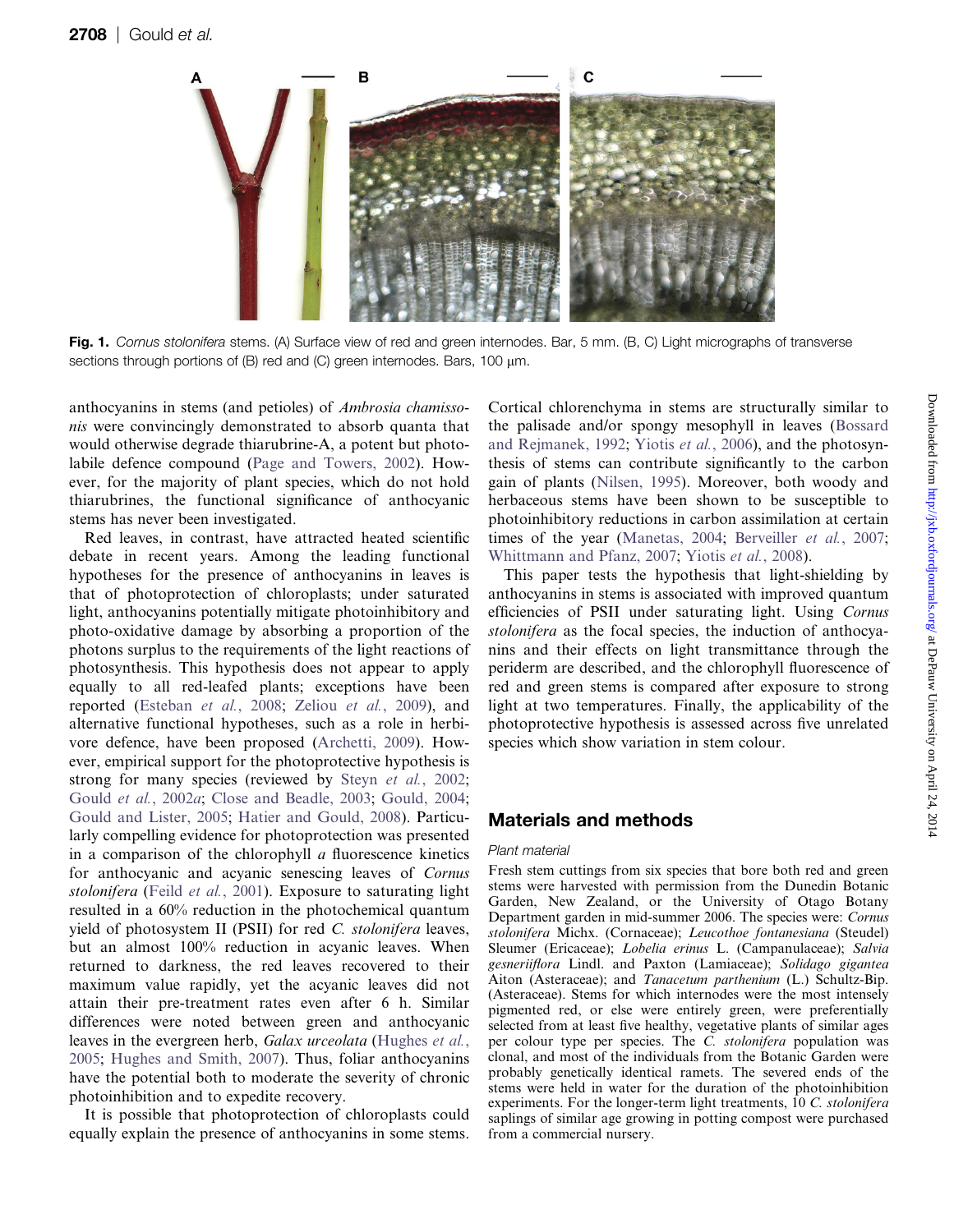**Fig. 1.** *Cornus stolonifera* stems. (A) Surface view of red and green internodes. Bar, 5 mm. (B, C) Light micrographs of transverse sections through portions of (B) red and (C) green internodes. Bars, 100 μm.

anthocyanins in stems (and petioles) of *Ambrosia chamissonis* were convincingly demonstrated to absorb quanta that would otherwise degrade thiarubrine-A, a potent but photolabile defence compound (Page and Towers, 2002). However, for the majority of plant species, which do not hold thiarubrines, the functional significance of anthocyanic stems has never been investigated.

Red leaves, in contrast, have attracted heated scientific debate in recent years. Among the leading functional hypotheses for the presence of anthocyanins in leaves is that of photoprotection of chloroplasts; under saturated light, anthocyanins potentially mitigate photoinhibitory and photo-oxidative damage by absorbing a proportion of the photons surplus to the requirements of the light reactions of photosynthesis. This hypothesis does not appear to apply equally to all red-leafed plants; exceptions have been reported (Esteban *et al.*, 2008; Zeliou *et al.*, 2009), and alternative functional hypotheses, such as a role in herbivore defence, have been proposed (Archetti, 2009). However, empirical support for the photoprotective hypothesis is strong for many species (reviewed by Steyn *et al.*, 2002; Gould *et al.*, 2002*a*; Close and Beadle, 2003; Gould, 2004; Gould and Lister, 2005; Hatier and Gould, 2008). Particularly compelling evidence for photoprotection was presented in a comparison of the chlorophyll *a* fluorescence kinetics for anthocyanic and acyanic senescing leaves of *Cornus stolonifera* (Feild *et al.*, 2001). Exposure to saturating light resulted in a 60% reduction in the photochemical quantum yield of photosystem II (PSII) for red *C. stolonifera* leaves, but an almost 100% reduction in acyanic leaves. When returned to darkness, the red leaves recovered to their maximum value rapidly, yet the acyanic leaves did not attain their pre-treatment rates even after 6 h. Similar differences were noted between green and anthocyanic leaves in the evergreen herb, *Galax urceolata* (Hughes *et al.*, 2005; Hughes and Smith, 2007). Thus, foliar anthocyanins have the potential both to moderate the severity of chronic photoinhibition and to expedite recovery.

It is possible that photoprotection of chloroplasts could equally explain the presence of anthocyanins in some stems. Cortical chlorenchyma in stems are structurally similar to the palisade and/or spongy mesophyll in leaves (Bossard and Rejmanek, 1992; Yiotis *et al.*, 2006), and the photosynthesis of stems can contribute significantly to the carbon gain of plants (Nilsen, 1995). Moreover, both woody and herbaceous stems have been shown to be susceptible to photoinhibitory reductions in carbon assimilation at certain times of the year (Manetas, 2004; Berveiller *et al.*, 2007; Whittmann and Pfanz, 2007; Yiotis *et al.*, 2008).

This paper tests the hypothesis that light-shielding by anthocyanins in stems is associated with improved quantum efficiencies of PSII under saturating light. Using *Cornus stolonifera* as the focal species, the induction of anthocyanins and their effects on light transmittance through the periderm are described, and the chlorophyll fluorescence of red and green stems is compared after exposure to strong light at two temperatures. Finally, the applicability of the photoprotective hypothesis is assessed across five unrelated species which show variation in stem colour.

## Materials and methods

### Plant material

Fresh stem cuttings from six species that bore both red and green stems were harvested with permission from the Dunedin Botanic Garden, New Zealand, or the University of Otago Botany Department garden in mid-summer 2006. The species were: *Cornus stolonifera* Michx. (Cornaceae); *Leucothoe fontanesiana* (Steudel) Sleumer (Ericaceae); *Lobelia erinus* L. (Campanulaceae); *Salvia gesneriiflora* Lindl. and Paxton (Lamiaceae); *Solidago gigantea* Aiton (Asteraceae); and *Tanacetum parthenium* (L.) Schultz-Bip. (Asteraceae). Stems for which internodes were the most intensely pigmented red, or else were entirely green, were preferentially selected from at least five healthy, vegetative plants of similar ages per colour type per species. The *C. stolonifera* population was clonal, and most of the individuals from the Botanic Garden were probably genetically identical ramets. The severed ends of the stems were held in water for the duration of the photoinhibition experiments. For the longer-term light treatments, 10 *C. stolonifera* saplings of similar age growing in potting compost were purchased from a commercial nursery.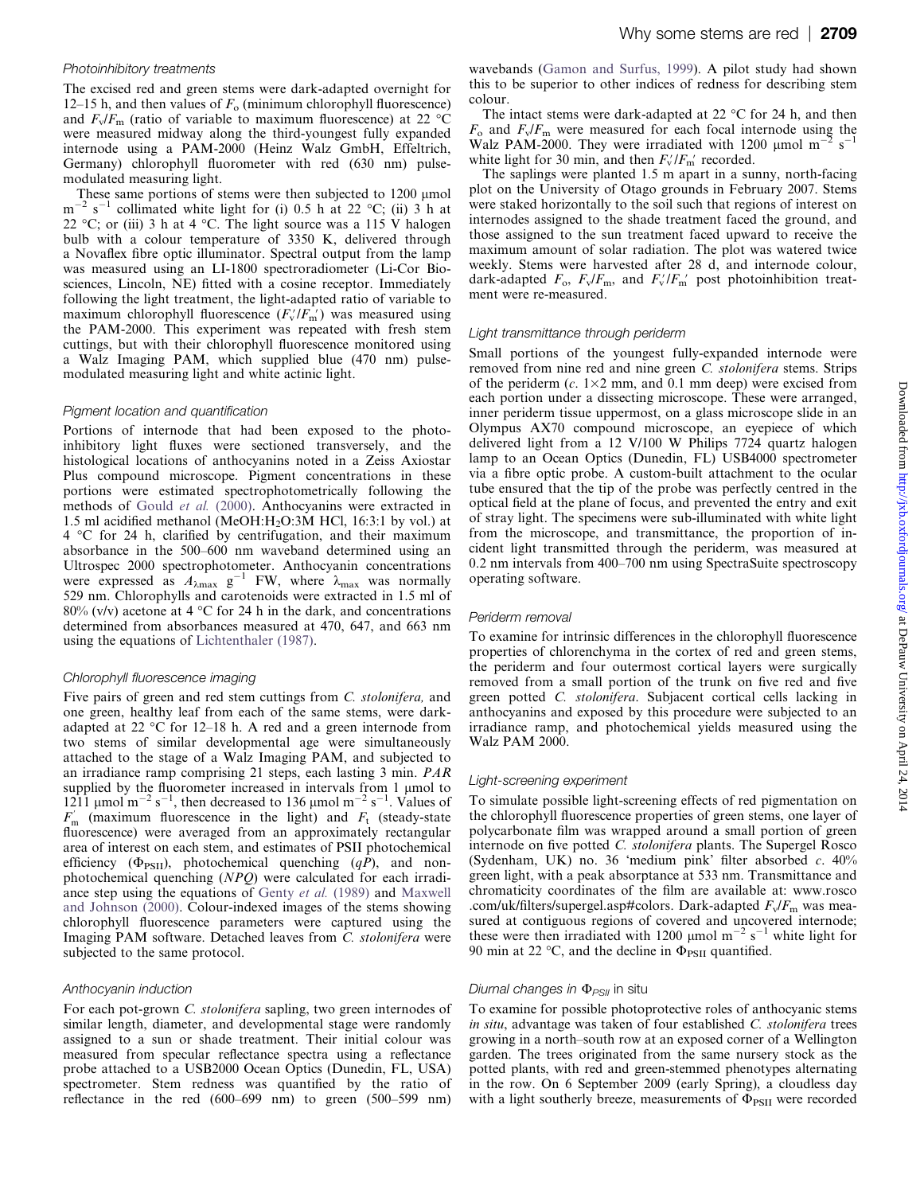### Photoinhibitory treatments

The excised red and green stems were dark-adapted overnight for 12–15 h, and then values of $F_o$ (minimum chlorophyll fluorescence) and $F_v/F_m$ (ratio of variable to maximum fluorescence) at 22 °C were measured midway along the third-youngest fully expanded internode using a PAM-2000 (Heinz Walz GmbH, Effeltrich, Germany) chlorophyll fluorometer with red (630 nm) pulse-modulated measuring light.

These same portions of stems were then subjected to 1200 μmol $m^{-2}$ $s^{-1}$ collimated white light for (i) 0.5 h at 22 °C; (ii) 3 h at 22 °C; or (iii) 3 h at 4 °C. The light source was a 115 V halogen bulb with a colour temperature of 3350 K, delivered through a Novaflex fibre optic illuminator. Spectral output from the lamp was measured using an LI-1800 spectroradiometer (Li-Cor Biosciences, Lincoln, NE) fitted with a cosine receptor. Immediately following the light treatment, the light-adapted ratio of variable to maximum chlorophyll fluorescence ($F_v'/F_m'$) was measured using the PAM-2000. This experiment was repeated with fresh stem cuttings, but with their chlorophyll fluorescence monitored using a Walz Imaging PAM, which supplied blue (470 nm) pulse-modulated measuring light and white actinic light.

### Pigment location and quantification

Portions of internode that had been exposed to the photoinhibitory light fluxes were sectioned transversely, and the histological locations of anthocyanins noted in a Zeiss Axiostar Plus compound microscope. Pigment concentrations in these portions were estimated spectrophotometrically following the methods of Gould *et al.* (2000). Anthocyanins were extracted in 1.5 ml acidified methanol (MeOH:$H_2O$:3M HCl, 16:3:1 by vol.) at 4 °C for 24 h, clarified by centrifugation, and their maximum absorbance in the 500–600 nm waveband determined using an Ultrospec 2000 spectrophotometer. Anthocyanin concentrations were expressed as $A_{\lambda max}$ $g^{-1}$ FW, where $\lambda_{max}$ was normally 529 nm. Chlorophylls and carotenoids were extracted in 1.5 ml of 80% (v/v) acetone at 4 °C for 24 h in the dark, and concentrations determined from absorbances measured at 470, 647, and 663 nm using the equations of Lichtenthaler (1987).

### Chlorophyll fluorescence imaging

Five pairs of green and red stem cuttings from *C. stolonifera,* and one green, healthy leaf from each of the same stems, were dark-adapted at 22 °C for 12–18 h. A red and a green internode from two stems of similar developmental age were simultaneously attached to the stage of a Walz Imaging PAM, and subjected to an irradiance ramp comprising 21 steps, each lasting 3 min. *PAR* supplied by the fluorometer increased in intervals from 1 μmol to 1211 μmol $m^{-2}$ $s^{-1}$, then decreased to 136 μmol $m^{-2}$ $s^{-1}$. Values of $F_m'$ (maximum fluorescence in the light) and $F_t$ (steady-state fluorescence) were averaged from an approximately rectangular area of interest on each stem, and estimates of PSII photochemical efficiency ($\Phi_{PSII}$), photochemical quenching ($qP$), and non-photochemical quenching ($NPQ$) were calculated for each irradiance step using the equations of Genty *et al.* (1989) and Maxwell and Johnson (2000). Colour-indexed images of the stems showing chlorophyll fluorescence parameters were captured using the Imaging PAM software. Detached leaves from *C. stolonifera* were subjected to the same protocol.

### Anthocyanin induction

For each pot-grown *C. stolonifera* sapling, two green internodes of similar length, diameter, and developmental stage were randomly assigned to a sun or shade treatment. Their initial colour was measured from specular reflectance spectra using a reflectance probe attached to a USB2000 Ocean Optics (Dunedin, FL, USA) spectrometer. Stem redness was quantified by the ratio of reflectance in the red (600–699 nm) to green (500–599 nm) wavebands (Gamon and Surfus, 1999). A pilot study had shown this to be superior to other indices of redness for describing stem colour.

The intact stems were dark-adapted at 22 °C for 24 h, and then $F_o$ and $F_v/F_m$ were measured for each focal internode using the Walz PAM-2000. They were irradiated with 1200 μmol $m^{-2}$ $s^{-1}$ white light for 30 min, and then $F_v'/F_m'$ recorded.

The saplings were planted 1.5 m apart in a sunny, north-facing plot on the University of Otago grounds in February 2007. Stems were staked horizontally to the soil such that regions of interest on internodes assigned to the shade treatment faced the ground, and those assigned to the sun treatment faced upward to receive the maximum amount of solar radiation. The plot was watered twice weekly. Stems were harvested after 28 d, and internode colour, dark-adapted $F_o$, $F_v/F_m$, and $F_v'/F_m'$ post photoinhibition treatment were re-measured.

### Light transmittance through periderm

Small portions of the youngest fully-expanded internode were removed from nine red and nine green *C. stolonifera* stems. Strips of the periderm (*c.* 1×2 mm, and 0.1 mm deep) were excised from each portion under a dissecting microscope. These were arranged, inner periderm tissue uppermost, on a glass microscope slide in an Olympus AX70 compound microscope, an eyepiece of which delivered light from a 12 V/100 W Philips 7724 quartz halogen lamp to an Ocean Optics (Dunedin, FL) USB4000 spectrometer via a fibre optic probe. A custom-built attachment to the ocular tube ensured that the tip of the probe was perfectly centred in the optical field at the plane of focus, and prevented the entry and exit of stray light. The specimens were sub-illuminated with white light from the microscope, and transmittance, the proportion of incident light transmitted through the periderm, was measured at 0.2 nm intervals from 400–700 nm using SpectraSuite spectroscopy operating software.

### Periderm removal

To examine for intrinsic differences in the chlorophyll fluorescence properties of chlorenchyma in the cortex of red and green stems, the periderm and four outermost cortical layers were surgically removed from a small portion of the trunk on five red and five green potted *C. stolonifera*. Subjacent cortical cells lacking in anthocyanins and exposed by this procedure were subjected to an irradiance ramp, and photochemical yields measured using the Walz PAM 2000.

### Light-screening experiment

To simulate possible light-screening effects of red pigmentation on the chlorophyll fluorescence properties of green stems, one layer of polycarbonate film was wrapped around a small portion of green internode on five potted *C. stolonifera* plants. The Supergel Rosco (Sydenham, UK) no. 36 'medium pink' filter absorbed *c.* 40% green light, with a peak absorptance at 533 nm. Transmittance and chromaticity coordinates of the film are available at: www.rosco.com/uk/filters/supergel.asp#colors. Dark-adapted $F_v/F_m$ was measured at contiguous regions of covered and uncovered internode; these were then irradiated with 1200 μmol $m^{-2}$ $s^{-1}$ white light for 90 min at 22 °C, and the decline in $\Phi_{PSII}$ quantified.

### Diurnal changes in $\Phi_{PSII}$ in situ

To examine for possible photoprotective roles of anthocyanic stems *in situ*, advantage was taken of four established *C. stolonifera* trees growing in a north–south row at an exposed corner of a Wellington garden. The trees originated from the same nursery stock as the potted plants, with red and green-stemmed phenotypes alternating in the row. On 6 September 2009 (early Spring), a cloudless day with a light southerly breeze, measurements of $\Phi_{PSII}$ were recorded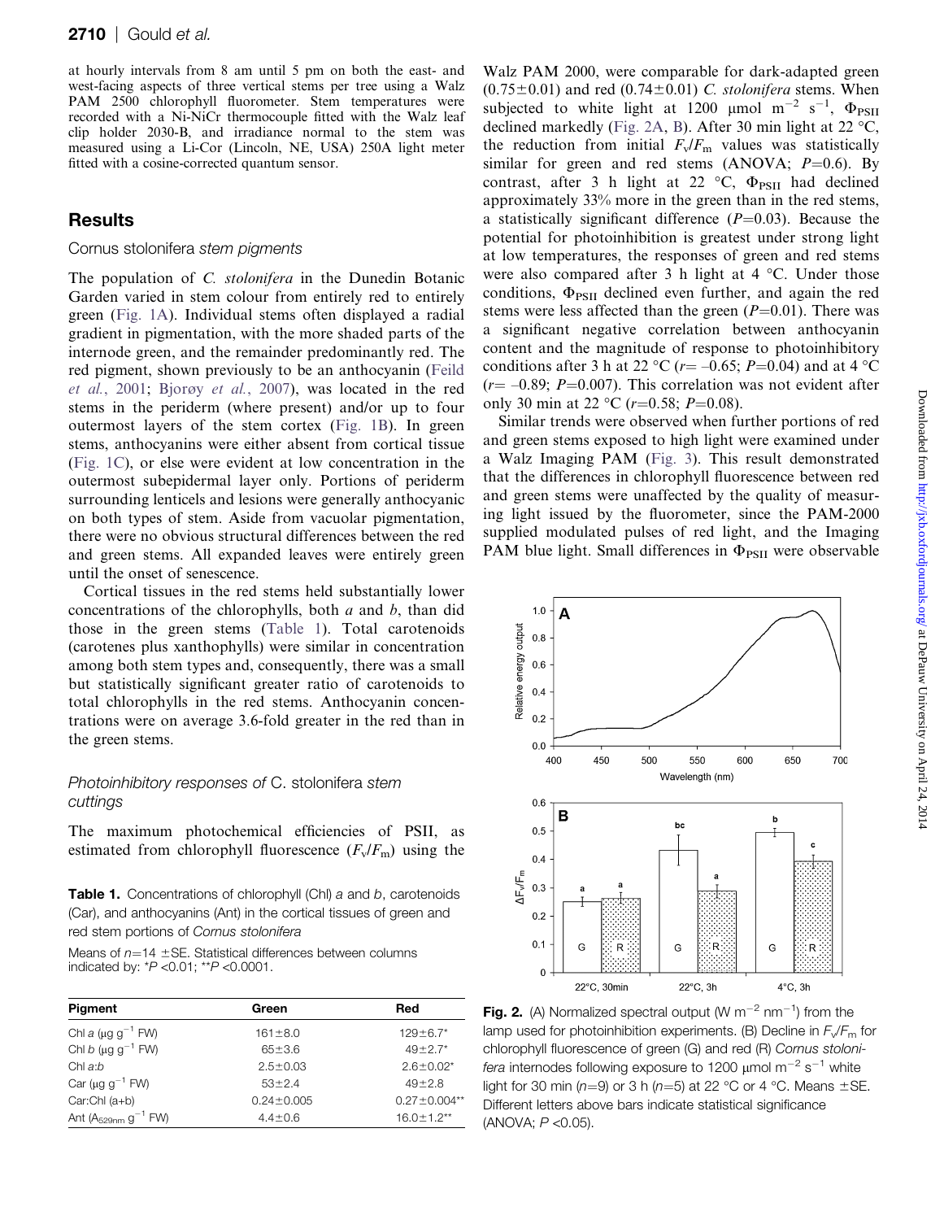at hourly intervals from 8 am until 5 pm on both the east- and west-facing aspects of three vertical stems per tree using a Walz PAM 2500 chlorophyll fluorometer. Stem temperatures were recorded with a Ni-NiCr thermocouple fitted with the Walz leaf clip holder 2030-B, and irradiance normal to the stem was measured using a Li-Cor (Lincoln, NE, USA) 250A light meter fitted with a cosine-corrected quantum sensor.

## Results

### *Cornus stolonifera* stem pigments

The population of *C. stolonifera* in the Dunedin Botanic Garden varied in stem colour from entirely red to entirely green (Fig. 1A). Individual stems often displayed a radial gradient in pigmentation, with the more shaded parts of the internode green, and the remainder predominantly red. The red pigment, shown previously to be an anthocyanin (Feild *et al.*, 2001; Bjorøy *et al.*, 2007), was located in the red stems in the periderm (where present) and/or up to four outermost layers of the stem cortex (Fig. 1B). In green stems, anthocyanins were either absent from cortical tissue (Fig. 1C), or else were evident at low concentration in the outermost subepidermal layer only. Portions of periderm surrounding lenticels and lesions were generally anthocyanic on both types of stem. Aside from vacuolar pigmentation, there were no obvious structural differences between the red and green stems. All expanded leaves were entirely green until the onset of senescence.

Cortical tissues in the red stems held substantially lower concentrations of the chlorophylls, both *a* and *b*, than did those in the green stems (Table 1). Total carotenoids (carotenes plus xanthophylls) were similar in concentration among both stem types and, consequently, there was a small but statistically significant greater ratio of carotenoids to total chlorophylls in the red stems. Anthocyanin concentrations were on average 3.6-fold greater in the red than in the green stems.

### Photoinhibitory responses of *C. stolonifera* stem cuttings

The maximum photochemical efficiencies of PSII, as estimated from chlorophyll fluorescence ($F_v/F_m$) using the Walz PAM 2000, were comparable for dark-adapted green (0.75±0.01) and red (0.74±0.01) *C. stolonifera* stems. When subjected to white light at 1200 μmol $m^{-2}$ $s^{-1}$, $\Phi_{PSII}$ declined markedly (Fig. 2A, B). After 30 min light at 22 °C, the reduction from initial $F_v/F_m$ values was statistically similar for green and red stems (ANOVA; $P$=0.6). By contrast, after 3 h light at 22 °C, $\Phi_{PSII}$ had declined approximately 33% more in the green than in the red stems, a statistically significant difference ($P$=0.03). Because the potential for photoinhibition is greatest under strong light at low temperatures, the responses of green and red stems were also compared after 3 h light at 4 °C. Under those conditions, $\Phi_{PSII}$ declined even further, and again the red stems were less affected than the green ($P$=0.01). There was a significant negative correlation between anthocyanin content and the magnitude of response to photoinhibitory conditions after 3 h at 22 °C ($r$= –0.65; $P$=0.04) and at 4 °C ($r$= –0.89; $P$=0.007). This correlation was not evident after only 30 min at 22 °C ($r$=0.58; $P$=0.08).

Similar trends were observed when further portions of red and green stems exposed to high light were examined under a Walz Imaging PAM (Fig. 3). This result demonstrated that the differences in chlorophyll fluorescence between red and green stems were unaffected by the quality of measuring light issued by the fluorometer, since the PAM-2000 supplied modulated pulses of red light, and the Imaging PAM blue light. Small differences in $\Phi_{PSII}$ were observable

**Table 1.** Concentrations of chlorophyll (Chl) *a* and *b*, carotenoids (Car), and anthocyanins (Ant) in the cortical tissues of green and red stem portions of *Cornus stolonifera*

Means of $n$=14 ±SE. Statistical differences between columns indicated by: *$P$ <0.01; **$P$ <0.0001.

| Pigment | Green | Red |
|---|---|---|
| Chl *a* (μg $g^{-1}$ FW) | 161±8.0 | 129±6.7* |
| Chl *b* (μg $g^{-1}$ FW) | 65±3.6 | 49±2.7* |
| Chl *a*:*b* | 2.5±0.03 | 2.6±0.02* |
| Car (μg $g^{-1}$ FW) | 53±2.4 | 49±2.8 |
| Car:Chl (a+b) | 0.24±0.005 | 0.27±0.004** |
| Ant ($A_{529nm}$ $g^{-1}$ FW) | 4.4±0.6 | 16.0±1.2** |

**Fig. 2.** (A) Normalized spectral output (W $m^{-2}$ $nm^{-1}$) from the lamp used for photoinhibition experiments. (B) Decline in $F_v/F_m$ for chlorophyll fluorescence of green (G) and red (R) *Cornus stolonifera* internodes following exposure to 1200 μmol $m^{-2}$ $s^{-1}$ white light for 30 min ($n$=9) or 3 h ($n$=5) at 22 °C or 4 °C. Means ±SE. Different letters above bars indicate statistical significance (ANOVA; $P$ <0.05).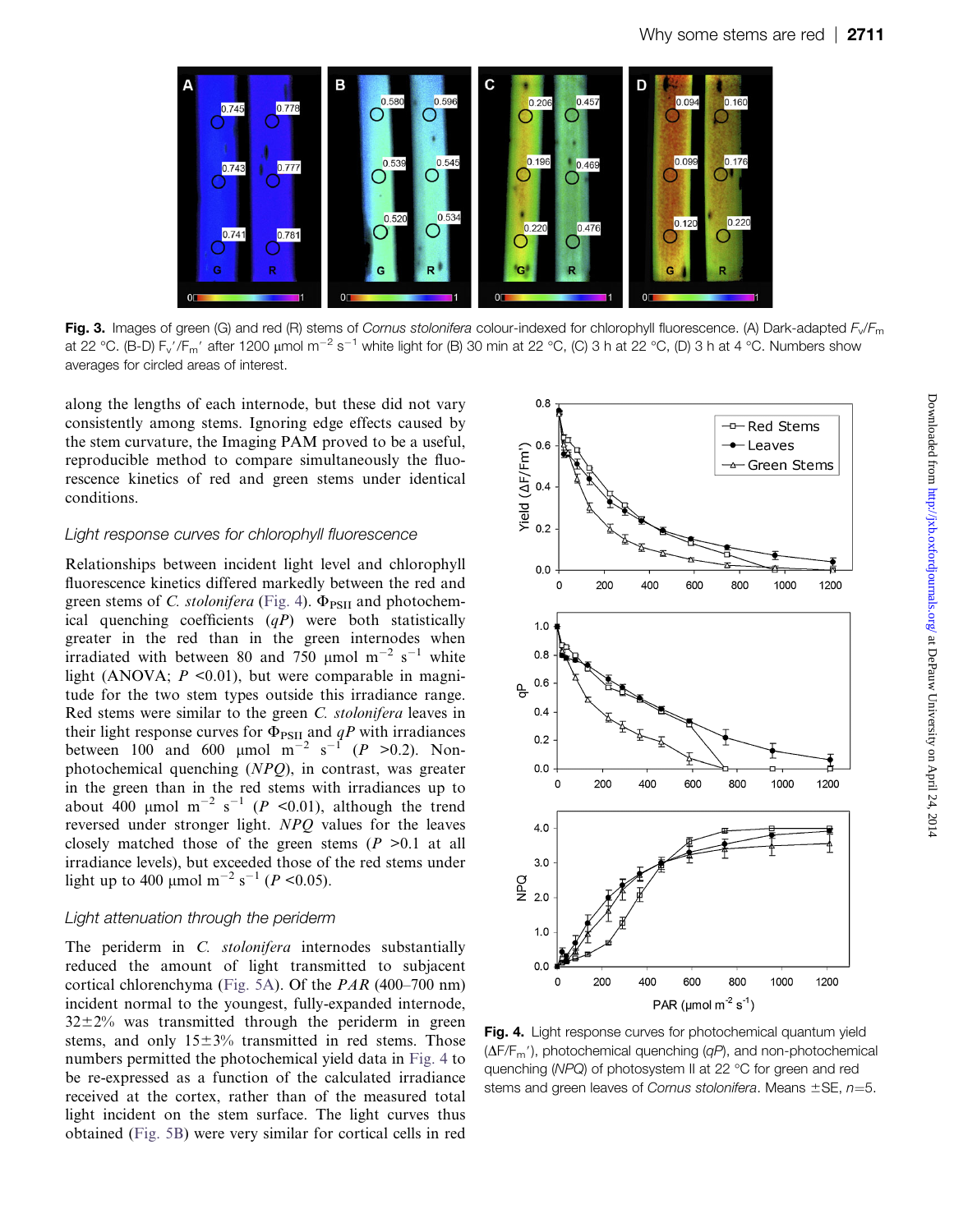Fig. 3. Images of green (G) and red (R) stems of *Cornus stolonifera* colour-indexed for chlorophyll fluorescence. (A) Dark-adapted $F_v/F_m$ at 22 °C. (B-D) $F_v'/F_m'$ after 1200 μmol $m^{-2}$ $s^{-1}$ white light for (B) 30 min at 22 °C, (C) 3 h at 22 °C, (D) 3 h at 4 °C. Numbers show averages for circled areas of interest.

along the lengths of each internode, but these did not vary consistently among stems. Ignoring edge effects caused by the stem curvature, the Imaging PAM proved to be a useful, reproducible method to compare simultaneously the fluorescence kinetics of red and green stems under identical conditions.

### Light response curves for chlorophyll fluorescence

Relationships between incident light level and chlorophyll fluorescence kinetics differed markedly between the red and green stems of *C. stolonifera* (Fig. 4). $\Phi_{PSII}$ and photochemical quenching coefficients (*qP*) were both statistically greater in the red than in the green internodes when irradiated with between 80 and 750 μmol $m^{-2}$ $s^{-1}$ white light (ANOVA; $P$ <0.01), but were comparable in magnitude for the two stem types outside this irradiance range. Red stems were similar to the green *C. stolonifera* leaves in their light response curves for $\Phi_{PSII}$ and *qP* with irradiances between 100 and 600 μmol $m^{-2}$ $s^{-1}$ ($P$ >0.2). Non-photochemical quenching (*NPQ*), in contrast, was greater in the green than in the red stems with irradiances up to about 400 μmol $m^{-2}$ $s^{-1}$ ($P$ <0.01), although the trend reversed under stronger light. *NPQ* values for the leaves closely matched those of the green stems ($P$ >0.1 at all irradiance levels), but exceeded those of the red stems under light up to 400 μmol $m^{-2}$ $s^{-1}$ ($P$ <0.05).

### Light attenuation through the periderm

The periderm in *C. stolonifera* internodes substantially reduced the amount of light transmitted to subjacent cortical chlorenchyma (Fig. 5A). Of the *PAR* (400–700 nm) incident normal to the youngest, fully-expanded internode, 32±2% was transmitted through the periderm in green stems, and only 15±3% transmitted in red stems. Those numbers permitted the photochemical yield data in Fig. 4 to be re-expressed as a function of the calculated irradiance received at the cortex, rather than of the measured total light incident on the stem surface. The light curves thus obtained (Fig. 5B) were very similar for cortical cells in red

Fig. 4. Light response curves for photochemical quantum yield ($\Delta F/F_m'$), photochemical quenching (*qP*), and non-photochemical quenching (*NPQ*) of photosystem II at 22 °C for green and red stems and green leaves of *Cornus stolonifera*. Means ±SE, $n$=5.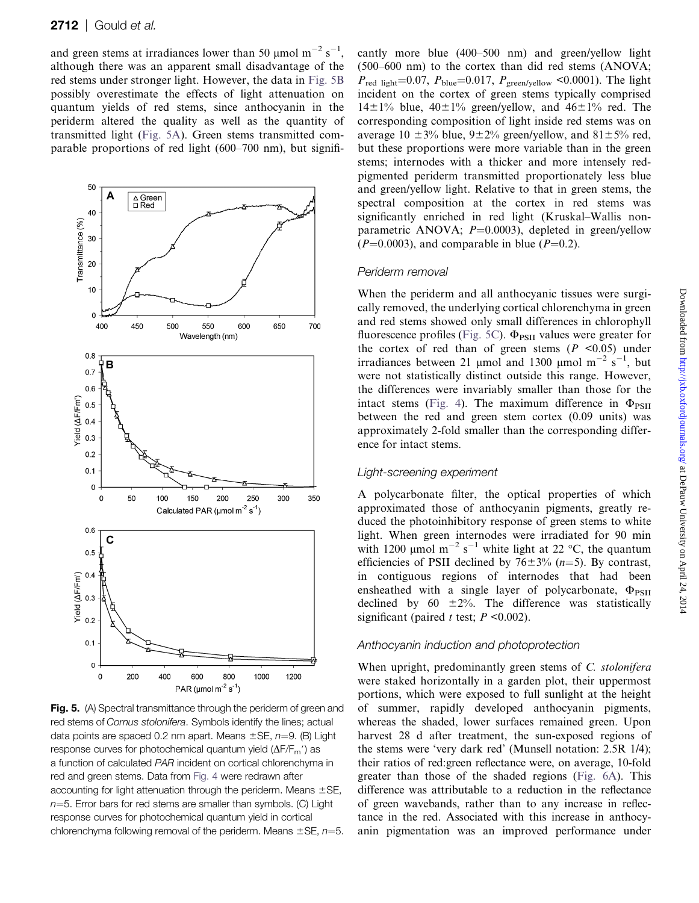and green stems at irradiances lower than 50 μmol $m^{-2}$ $s^{-1}$, although there was an apparent small disadvantage of the red stems under stronger light. However, the data in Fig. 5B possibly overestimate the effects of light attenuation on quantum yields of red stems, since anthocyanin in the periderm altered the quality as well as the quantity of transmitted light (Fig. 5A). Green stems transmitted comparable proportions of red light (600–700 nm), but significantly more blue (400–500 nm) and green/yellow light (500–600 nm) to the cortex than did red stems (ANOVA; $P_{\text{red light}}$=0.07, $P_{\text{blue}}$=0.017, $P_{\text{green/yellow}}$ <0.0001). The light incident on the cortex of green stems typically comprised 14±1% blue, 40±1% green/yellow, and 46±1% red. The corresponding composition of light inside red stems was on average 10 ±3% blue, 9±2% green/yellow, and 81±5% red, but these proportions were more variable than in the green stems; internodes with a thicker and more intensely red-pigmented periderm transmitted proportionately less blue and green/yellow light. Relative to that in green stems, the spectral composition at the cortex in red stems was significantly enriched in red light (Kruskal–Wallis non-parametric ANOVA; $P$=0.0003), depleted in green/yellow ($P$=0.0003), and comparable in blue ($P$=0.2).

**Fig. 5.** (A) Spectral transmittance through the periderm of green and red stems of *Cornus stolonifera*. Symbols identify the lines; actual data points are spaced 0.2 nm apart. Means ±SE, $n$=9. (B) Light response curves for photochemical quantum yield ($\Delta F/F_m'$) as a function of calculated *PAR* incident on cortical chlorenchyma in red and green stems. Data from Fig. 4 were redrawn after accounting for light attenuation through the periderm. Means ±SE, $n$=5. Error bars for red stems are smaller than symbols. (C) Light response curves for photochemical quantum yield in cortical chlorenchyma following removal of the periderm. Means ±SE, $n$=5.

### Periderm removal

When the periderm and all anthocyanic tissues were surgically removed, the underlying cortical chlorenchyma in green and red stems showed only small differences in chlorophyll fluorescence profiles (Fig. 5C). $\Phi_{PSII}$ values were greater for the cortex of red than of green stems ($P$ <0.05) under irradiances between 21 μmol and 1300 μmol $m^{-2}$ $s^{-1}$, but were not statistically distinct outside this range. However, the differences were invariably smaller than those for the intact stems (Fig. 4). The maximum difference in $\Phi_{PSII}$ between the red and green stem cortex (0.09 units) was approximately 2-fold smaller than the corresponding difference for intact stems.

### Light-screening experiment

A polycarbonate filter, the optical properties of which approximated those of anthocyanin pigments, greatly reduced the photoinhibitory response of green stems to white light. When green internodes were irradiated for 90 min with 1200 μmol $m^{-2}$ $s^{-1}$ white light at 22 °C, the quantum efficiencies of PSII declined by 76±3% ($n$=5). By contrast, in contiguous regions of internodes that had been ensheathed with a single layer of polycarbonate, $\Phi_{PSII}$ declined by 60 ±2%. The difference was statistically significant (paired $t$ test; $P$ <0.002).

### Anthocyanin induction and photoprotection

When upright, predominantly green stems of *C. stolonifera* were staked horizontally in a garden plot, their uppermost portions, which were exposed to full sunlight at the height of summer, rapidly developed anthocyanin pigments, whereas the shaded, lower surfaces remained green. Upon harvest 28 d after treatment, the sun-exposed regions of the stems were 'very dark red' (Munsell notation: 2.5R 1/4); their ratios of red:green reflectance were, on average, 10-fold greater than those of the shaded regions (Fig. 6A). This difference was attributable to a reduction in the reflectance of green wavebands, rather than to any increase in reflectance in the red. Associated with this increase in anthocyanin pigmentation was an improved performance under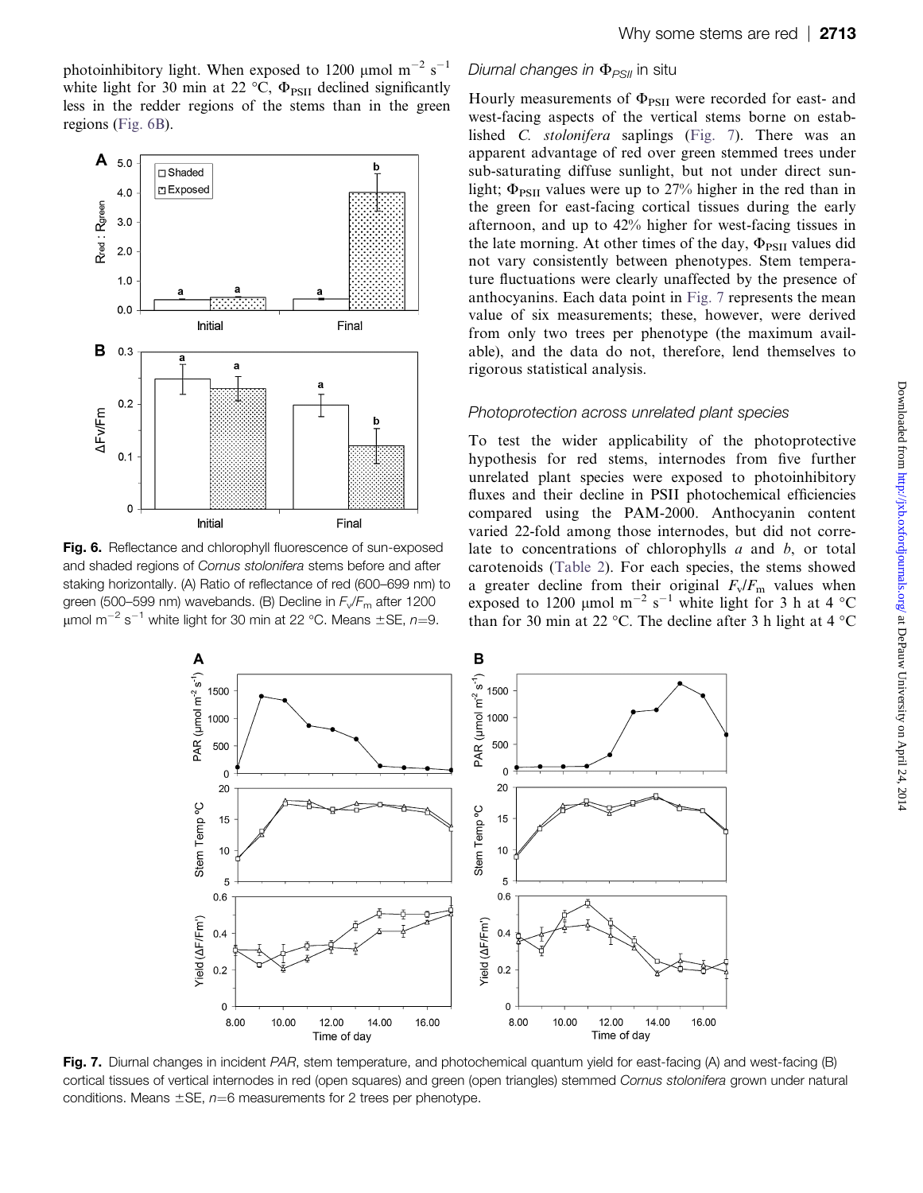photoinhibitory light. When exposed to 1200 μmol $m^{-2}$ $s^{-1}$ white light for 30 min at 22 °C, $\Phi_{PSII}$ declined significantly less in the redder regions of the stems than in the green regions (Fig. 6B).

Fig. 6. Reflectance and chlorophyll fluorescence of sun-exposed and shaded regions of *Cornus stolonifera* stems before and after staking horizontally. (A) Ratio of reflectance of red (600–699 nm) to green (500–599 nm) wavebands. (B) Decline in $F_v/F_m$ after 1200 μmol $m^{-2}$ $s^{-1}$ white light for 30 min at 22 °C. Means ±SE, $n$=9.

### *Diurnal changes in $\Phi_{PSII}$ in situ*

Hourly measurements of $\Phi_{PSII}$ were recorded for east- and west-facing aspects of the vertical stems borne on established *C. stolonifera* saplings (Fig. 7). There was an apparent advantage of red over green stemmed trees under sub-saturating diffuse sunlight, but not under direct sunlight; $\Phi_{PSII}$ values were up to 27% higher in the red than in the green for east-facing cortical tissues during the early afternoon, and up to 42% higher for west-facing tissues in the late morning. At other times of the day, $\Phi_{PSII}$ values did not vary consistently between phenotypes. Stem temperature fluctuations were clearly unaffected by the presence of anthocyanins. Each data point in Fig. 7 represents the mean value of six measurements; these, however, were derived from only two trees per phenotype (the maximum available), and the data do not, therefore, lend themselves to rigorous statistical analysis.

### *Photoprotection across unrelated plant species*

To test the wider applicability of the photoprotective hypothesis for red stems, internodes from five further unrelated plant species were exposed to photoinhibitory fluxes and their decline in PSII photochemical efficiencies compared using the PAM-2000. Anthocyanin content varied 22-fold among those internodes, but did not correlate to concentrations of chlorophylls *a* and *b*, or total carotenoids (Table 2). For each species, the stems showed a greater decline from their original $F_v/F_m$ values when exposed to 1200 μmol $m^{-2}$ $s^{-1}$ white light for 3 h at 4 °C than for 30 min at 22 °C. The decline after 3 h light at 4 °C

Fig. 7. Diurnal changes in incident *PAR*, stem temperature, and photochemical quantum yield for east-facing (A) and west-facing (B) cortical tissues of vertical internodes in red (open squares) and green (open triangles) stemmed *Cornus stolonifera* grown under natural conditions. Means ±SE, $n$=6 measurements for 2 trees per phenotype.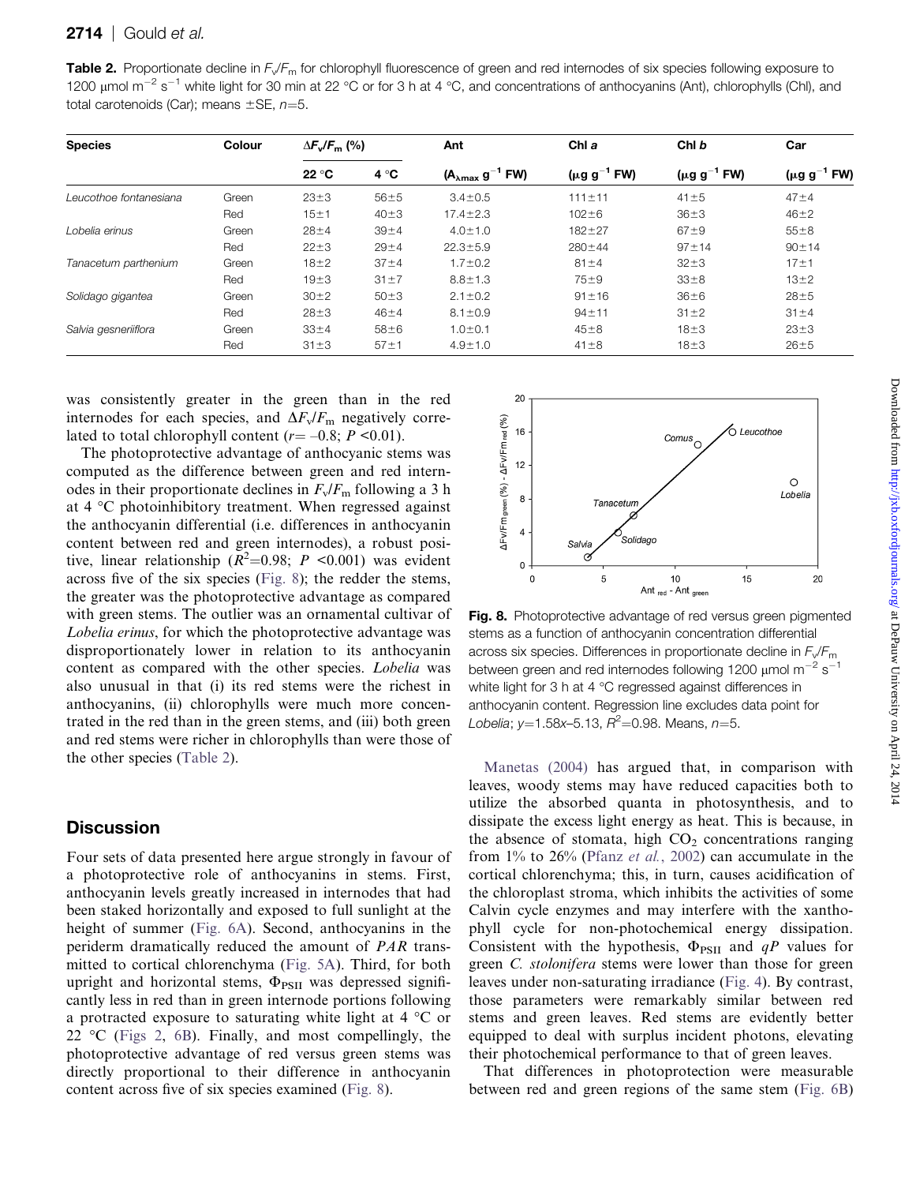**Table 2.** Proportionate decline in $F_v/F_m$ for chlorophyll fluorescence of green and red internodes of six species following exposure to 1200 μmol $m^{-2}$ $s^{-1}$ white light for 30 min at 22 °C or for 3 h at 4 °C, and concentrations of anthocyanins (Ant), chlorophylls (Chl), and total carotenoids (Car); means ±SE, $n$=5.

| Species | Colour | $\Delta F_v/F_m$ (%) | | Ant | Chl *a* | Chl *b* | Car |
|---|---|---|---|---|---|---|---|
| | | 22 °C | 4 °C | ($A_{\lambda max}$ $g^{-1}$ FW) | (μg $g^{-1}$ FW) | (μg $g^{-1}$ FW) | (μg $g^{-1}$ FW) |
| *Leucothoe fontanesiana* | Green | 23±3 | 56±5 | 3.4±0.5 | 111±11 | 41±5 | 47±4 |
| | Red | 15±1 | 40±3 | 17.4±2.3 | 102±6 | 36±3 | 46±2 |
| *Lobelia erinus* | Green | 28±4 | 39±4 | 4.0±1.0 | 182±27 | 67±9 | 55±8 |
| | Red | 22±3 | 29±4 | 22.3±5.9 | 280±44 | 97±14 | 90±14 |
| *Tanacetum parthenium* | Green | 18±2 | 37±4 | 1.7±0.2 | 81±4 | 32±3 | 17±1 |
| | Red | 19±3 | 31±7 | 8.8±1.3 | 75±9 | 33±8 | 13±2 |
| *Solidago gigantea* | Green | 30±2 | 50±3 | 2.1±0.2 | 91±16 | 36±6 | 28±5 |
| | Red | 28±3 | 46±4 | 8.1±0.9 | 94±11 | 31±2 | 31±4 |
| *Salvia gesneriiflora* | Green | 33±4 | 58±6 | 1.0±0.1 | 45±8 | 18±3 | 23±3 |
| | Red | 31±3 | 57±1 | 4.9±1.0 | 41±8 | 18±3 | 26±5 |

was consistently greater in the green than in the red internodes for each species, and $\Delta F_v/F_m$ negatively correlated to total chlorophyll content ($r$= –0.8; $P$ <0.01).

The photoprotective advantage of anthocyanic stems was computed as the difference between green and red internodes in their proportionate declines in $F_v/F_m$ following a 3 h at 4 °C photoinhibitory treatment. When regressed against the anthocyanin differential (i.e. differences in anthocyanin content between red and green internodes), a robust positive, linear relationship ($R^2$=0.98; $P$ <0.001) was evident across five of the six species (Fig. 8); the redder the stems, the greater was the photoprotective advantage as compared with green stems. The outlier was an ornamental cultivar of *Lobelia erinus*, for which the photoprotective advantage was disproportionately lower in relation to its anthocyanin content as compared with the other species. *Lobelia* was also unusual in that (i) its red stems were the richest in anthocyanins, (ii) chlorophylls were much more concentrated in the red than in the green stems, and (iii) both green and red stems were richer in chlorophylls than were those of the other species (Table 2).

**Fig. 8.** Photoprotective advantage of red versus green pigmented stems as a function of anthocyanin concentration differential across six species. Differences in proportionate decline in $F_v/F_m$ between green and red internodes following 1200 μmol $m^{-2}$ $s^{-1}$ white light for 3 h at 4 °C regressed against differences in anthocyanin content. Regression line excludes data point for *Lobelia*; $y$=1.58$x$–5.13, $R^2$=0.98. Means, $n$=5.

## Discussion

Four sets of data presented here argue strongly in favour of a photoprotective role of anthocyanins in stems. First, anthocyanin levels greatly increased in internodes that had been staked horizontally and exposed to full sunlight at the height of summer (Fig. 6A). Second, anthocyanins in the periderm dramatically reduced the amount of *PAR* transmitted to cortical chlorenchyma (Fig. 5A). Third, for both upright and horizontal stems, $\Phi_{PSII}$ was depressed significantly less in red than in green internode portions following a protracted exposure to saturating white light at 4 °C or 22 °C (Figs 2, 6B). Finally, and most compellingly, the photoprotective advantage of red versus green stems was directly proportional to their difference in anthocyanin content across five of six species examined (Fig. 8).

Manetas (2004) has argued that, in comparison with leaves, woody stems may have reduced capacities both to utilize the absorbed quanta in photosynthesis, and to dissipate the excess light energy as heat. This is because, in the absence of stomata, high $CO_2$ concentrations ranging from 1% to 26% (Pfanz *et al.*, 2002) can accumulate in the cortical chlorenchyma; this, in turn, causes acidification of the chloroplast stroma, which inhibits the activities of some Calvin cycle enzymes and may interfere with the xanthophyll cycle for non-photochemical energy dissipation. Consistent with the hypothesis, $\Phi_{PSII}$ and $qP$ values for green *C. stolonifera* stems were lower than those for green leaves under non-saturating irradiance (Fig. 4). By contrast, those parameters were remarkably similar between red stems and green leaves. Red stems are evidently better equipped to deal with surplus incident photons, elevating their photochemical performance to that of green leaves.

That differences in photoprotection were measurable between red and green regions of the same stem (Fig. 6B)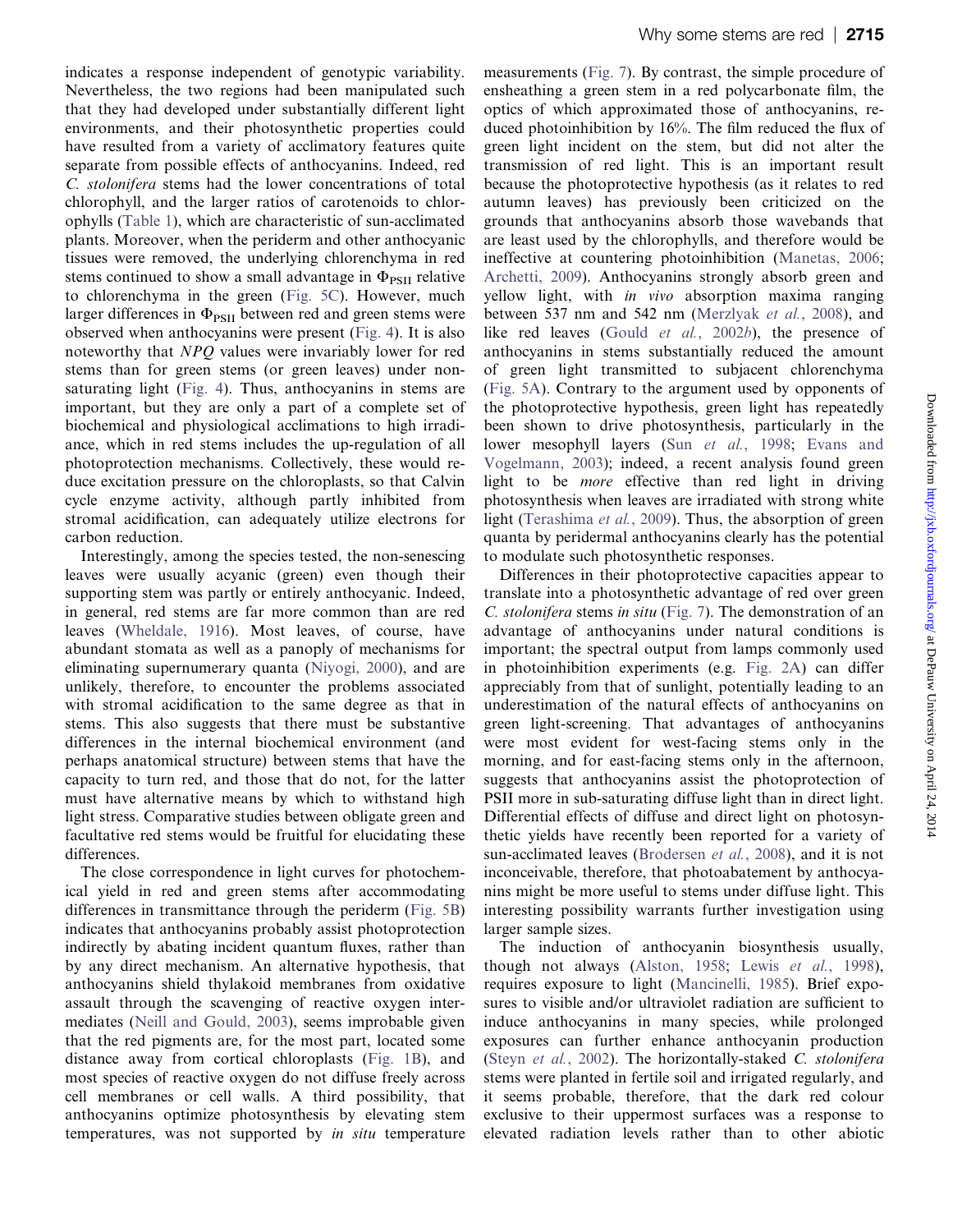indicates a response independent of genotypic variability. Nevertheless, the two regions had been manipulated such that they had developed under substantially different light environments, and their photosynthetic properties could have resulted from a variety of acclimatory features quite separate from possible effects of anthocyanins. Indeed, red *C. stolonifera* stems had the lower concentrations of total chlorophyll, and the larger ratios of carotenoids to chlorophylls (Table 1), which are characteristic of sun-acclimated plants. Moreover, when the periderm and other anthocyanic tissues were removed, the underlying chlorenchyma in red stems continued to show a small advantage in $\Phi_{PSII}$ relative to chlorenchyma in the green (Fig. 5C). However, much larger differences in $\Phi_{PSII}$ between red and green stems were observed when anthocyanins were present (Fig. 4). It is also noteworthy that *NPQ* values were invariably lower for red stems than for green stems (or green leaves) under non-saturating light (Fig. 4). Thus, anthocyanins in stems are important, but they are only a part of a complete set of biochemical and physiological acclimations to high irradiance, which in red stems includes the up-regulation of all photoprotection mechanisms. Collectively, these would reduce excitation pressure on the chloroplasts, so that Calvin cycle enzyme activity, although partly inhibited from stromal acidification, can adequately utilize electrons for carbon reduction.

Interestingly, among the species tested, the non-senescing leaves were usually acyanic (green) even though their supporting stem was partly or entirely anthocyanic. Indeed, in general, red stems are far more common than are red leaves (Wheldale, 1916). Most leaves, of course, have abundant stomata as well as a panoply of mechanisms for eliminating supernumerary quanta (Niyogi, 2000), and are unlikely, therefore, to encounter the problems associated with stromal acidification to the same degree as that in stems. This also suggests that there must be substantive differences in the internal biochemical environment (and perhaps anatomical structure) between stems that have the capacity to turn red, and those that do not, for the latter must have alternative means by which to withstand high light stress. Comparative studies between obligate green and facultative red stems would be fruitful for elucidating these differences.

The close correspondence in light curves for photochemical yield in red and green stems after accommodating differences in transmittance through the periderm (Fig. 5B) indicates that anthocyanins probably assist photoprotection indirectly by abating incident quantum fluxes, rather than by any direct mechanism. An alternative hypothesis, that anthocyanins shield thylakoid membranes from oxidative assault through the scavenging of reactive oxygen intermediates (Neill and Gould, 2003), seems improbable given that the red pigments are, for the most part, located some distance away from cortical chloroplasts (Fig. 1B), and most species of reactive oxygen do not diffuse freely across cell membranes or cell walls. A third possibility, that anthocyanins optimize photosynthesis by elevating stem temperatures, was not supported by *in situ* temperature measurements (Fig. 7). By contrast, the simple procedure of ensheathing a green stem in a red polycarbonate film, the optics of which approximated those of anthocyanins, reduced photoinhibition by 16%. The film reduced the flux of green light incident on the stem, but did not alter the transmission of red light. This is an important result because the photoprotective hypothesis (as it relates to red autumn leaves) has previously been criticized on the grounds that anthocyanins absorb those wavebands that are least used by the chlorophylls, and therefore would be ineffective at countering photoinhibition (Manetas, 2006; Archetti, 2009). Anthocyanins strongly absorb green and yellow light, with *in vivo* absorption maxima ranging between 537 nm and 542 nm (Merzlyak *et al.*, 2008), and like red leaves (Gould *et al.*, 2002*b*), the presence of anthocyanins in stems substantially reduced the amount of green light transmitted to subjacent chlorenchyma (Fig. 5A). Contrary to the argument used by opponents of the photoprotective hypothesis, green light has repeatedly been shown to drive photosynthesis, particularly in the lower mesophyll layers (Sun *et al.*, 1998; Evans and Vogelmann, 2003); indeed, a recent analysis found green light to be *more* effective than red light in driving photosynthesis when leaves are irradiated with strong white light (Terashima *et al.*, 2009). Thus, the absorption of green quanta by peridermal anthocyanins clearly has the potential to modulate such photosynthetic responses.

Differences in their photoprotective capacities appear to translate into a photosynthetic advantage of red over green *C. stolonifera* stems *in situ* (Fig. 7). The demonstration of an advantage of anthocyanins under natural conditions is important; the spectral output from lamps commonly used in photoinhibition experiments (e.g. Fig. 2A) can differ appreciably from that of sunlight, potentially leading to an underestimation of the natural effects of anthocyanins on green light-screening. That advantages of anthocyanins were most evident for west-facing stems only in the morning, and for east-facing stems only in the afternoon, suggests that anthocyanins assist the photoprotection of PSII more in sub-saturating diffuse light than in direct light. Differential effects of diffuse and direct light on photosynthetic yields have recently been reported for a variety of sun-acclimated leaves (Brodersen *et al.*, 2008), and it is not inconceivable, therefore, that photoabatement by anthocyanins might be more useful to stems under diffuse light. This interesting possibility warrants further investigation using larger sample sizes.

The induction of anthocyanin biosynthesis usually, though not always (Alston, 1958; Lewis *et al.*, 1998), requires exposure to light (Mancinelli, 1985). Brief exposures to visible and/or ultraviolet radiation are sufficient to induce anthocyanins in many species, while prolonged exposures can further enhance anthocyanin production (Steyn *et al.*, 2002). The horizontally-staked *C. stolonifera* stems were planted in fertile soil and irrigated regularly, and it seems probable, therefore, that the dark red colour exclusive to their uppermost surfaces was a response to elevated radiation levels rather than to other abiotic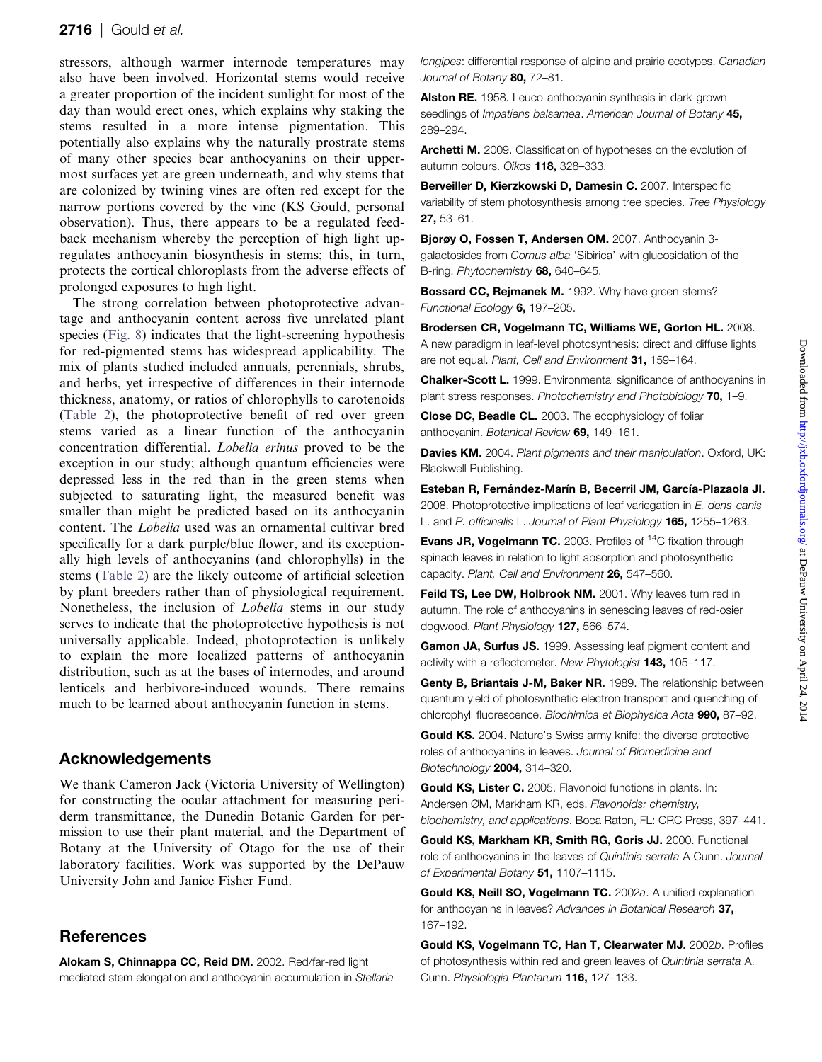stressors, although warmer internode temperatures may also have been involved. Horizontal stems would receive a greater proportion of the incident sunlight for most of the day than would erect ones, which explains why staking the stems resulted in a more intense pigmentation. This potentially also explains why the naturally prostrate stems of many other species bear anthocyanins on their uppermost surfaces yet are green underneath, and why stems that are colonized by twining vines are often red except for the narrow portions covered by the vine (KS Gould, personal observation). Thus, there appears to be a regulated feedback mechanism whereby the perception of high light upregulates anthocyanin biosynthesis in stems; this, in turn, protects the cortical chloroplasts from the adverse effects of prolonged exposures to high light.

The strong correlation between photoprotective advantage and anthocyanin content across five unrelated plant species (Fig. 8) indicates that the light-screening hypothesis for red-pigmented stems has widespread applicability. The mix of plants studied included annuals, perennials, shrubs, and herbs, yet irrespective of differences in their internode thickness, anatomy, or ratios of chlorophylls to carotenoids (Table 2), the photoprotective benefit of red over green stems varied as a linear function of the anthocyanin concentration differential. *Lobelia erinus* proved to be the exception in our study; although quantum efficiencies were depressed less in the red than in the green stems when subjected to saturating light, the measured benefit was smaller than might be predicted based on its anthocyanin content. The *Lobelia* used was an ornamental cultivar bred specifically for a dark purple/blue flower, and its exceptionally high levels of anthocyanins (and chlorophylls) in the stems (Table 2) are the likely outcome of artificial selection by plant breeders rather than of physiological requirement. Nonetheless, the inclusion of *Lobelia* stems in our study serves to indicate that the photoprotective hypothesis is not universally applicable. Indeed, photoprotection is unlikely to explain the more localized patterns of anthocyanin distribution, such as at the bases of internodes, and around lenticels and herbivore-induced wounds. There remains much to be learned about anthocyanin function in stems.

## Acknowledgements

We thank Cameron Jack (Victoria University of Wellington) for constructing the ocular attachment for measuring periderm transmittance, the Dunedin Botanic Garden for permission to use their plant material, and the Department of Botany at the University of Otago for the use of their laboratory facilities. Work was supported by the DePauw University John and Janice Fisher Fund.

## References

**Alokam S, Chinnappa CC, Reid DM.** 2002. Red/far-red light mediated stem elongation and anthocyanin accumulation in *Stellaria longipes*: differential response of alpine and prairie ecotypes. *Canadian Journal of Botany* **80,** 72–81.

**Alston RE.** 1958. Leuco-anthocyanin synthesis in dark-grown seedlings of *Impatiens balsamea*. *American Journal of Botany* **45,** 289–294.

**Archetti M.** 2009. Classification of hypotheses on the evolution of autumn colours. *Oikos* **118,** 328–333.

**Berveiller D, Kierzkowski D, Damesin C.** 2007. Interspecific variability of stem photosynthesis among tree species. *Tree Physiology* **27,** 53–61.

**Bjorøy O, Fossen T, Andersen OM.** 2007. Anthocyanin 3-galactosides from *Cornus alba* 'Sibirica' with glucosidation of the B-ring. *Phytochemistry* **68,** 640–645.

**Bossard CC, Rejmanek M.** 1992. Why have green stems? *Functional Ecology* **6,** 197–205.

**Brodersen CR, Vogelmann TC, Williams WE, Gorton HL.** 2008. A new paradigm in leaf-level photosynthesis: direct and diffuse lights are not equal. *Plant, Cell and Environment* **31,** 159–164.

**Chalker-Scott L.** 1999. Environmental significance of anthocyanins in plant stress responses. *Photochemistry and Photobiology* **70,** 1–9.

**Close DC, Beadle CL.** 2003. The ecophysiology of foliar anthocyanin. *Botanical Review* **69,** 149–161.

**Davies KM.** 2004. *Plant pigments and their manipulation*. Oxford, UK: Blackwell Publishing.

**Esteban R, Fernández-Marín B, Becerril JM, García-Plazaola JI.** 2008. Photoprotective implications of leaf variegation in *E. dens-canis* L. and *P. officinalis* L. *Journal of Plant Physiology* **165,** 1255–1263.

**Evans JR, Vogelmann TC.** 2003. Profiles of $^{14}$C fixation through spinach leaves in relation to light absorption and photosynthetic capacity. *Plant, Cell and Environment* **26,** 547–560.

**Feild TS, Lee DW, Holbrook NM.** 2001. Why leaves turn red in autumn. The role of anthocyanins in senescing leaves of red-osier dogwood. *Plant Physiology* **127,** 566–574.

**Gamon JA, Surfus JS.** 1999. Assessing leaf pigment content and activity with a reflectometer. *New Phytologist* **143,** 105–117.

**Genty B, Briantais J-M, Baker NR.** 1989. The relationship between quantum yield of photosynthetic electron transport and quenching of chlorophyll fluorescence. *Biochimica et Biophysica Acta* **990,** 87–92.

**Gould KS.** 2004. Nature's Swiss army knife: the diverse protective roles of anthocyanins in leaves. *Journal of Biomedicine and Biotechnology* **2004,** 314–320.

**Gould KS, Lister C.** 2005. Flavonoid functions in plants. In: Andersen ØM, Markham KR, eds. *Flavonoids: chemistry, biochemistry, and applications*. Boca Raton, FL: CRC Press, 397–441.

**Gould KS, Markham KR, Smith RG, Goris JJ.** 2000. Functional role of anthocyanins in the leaves of *Quintinia serrata* A Cunn. *Journal of Experimental Botany* **51,** 1107–1115.

**Gould KS, Neill SO, Vogelmann TC.** 2002*a*. A unified explanation for anthocyanins in leaves? *Advances in Botanical Research* **37,** 167–192.

**Gould KS, Vogelmann TC, Han T, Clearwater MJ.** 2002*b*. Profiles of photosynthesis within red and green leaves of *Quintinia serrata* A. Cunn. *Physiologia Plantarum* **116,** 127–133.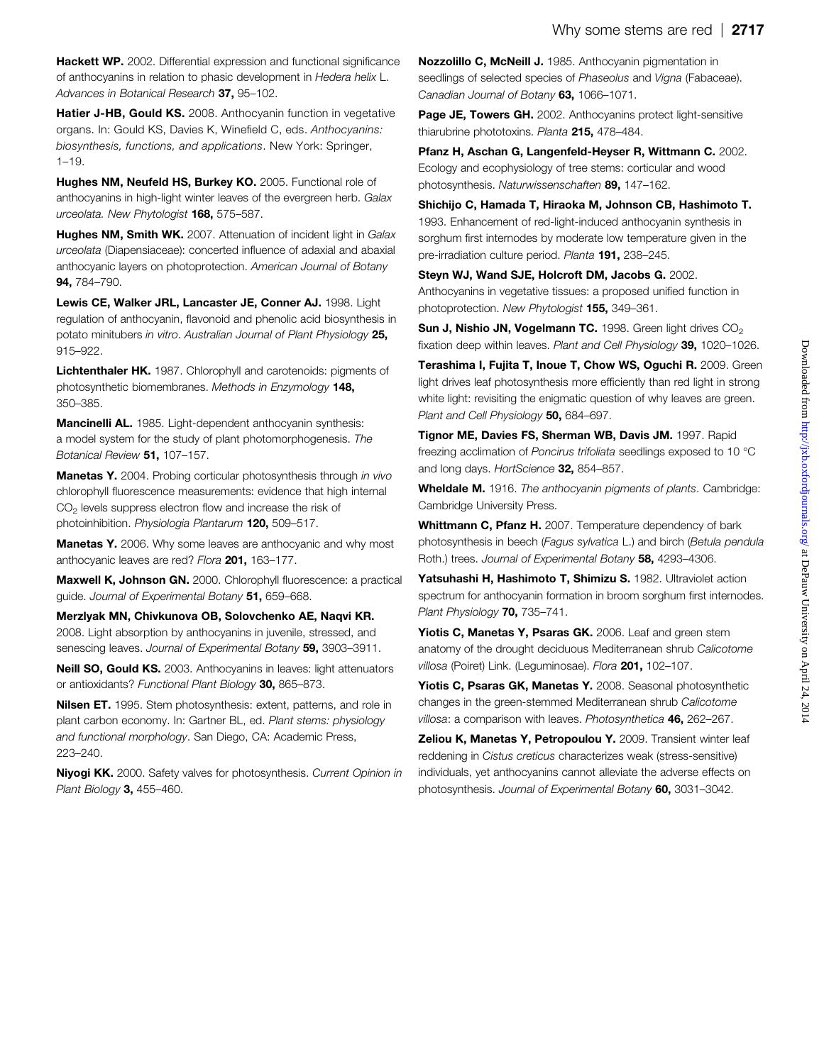**Hackett WP.** 2002. Differential expression and functional significance of anthocyanins in relation to phasic development in *Hedera helix* L. *Advances in Botanical Research* **37,** 95–102.

**Hatier J-HB, Gould KS.** 2008. Anthocyanin function in vegetative organs. In: Gould KS, Davies K, Winefield C, eds. *Anthocyanins: biosynthesis, functions, and applications*. New York: Springer, 1–19.

**Hughes NM, Neufeld HS, Burkey KO.** 2005. Functional role of anthocyanins in high-light winter leaves of the evergreen herb. *Galax urceolata. New Phytologist* **168,** 575–587.

**Hughes NM, Smith WK.** 2007. Attenuation of incident light in *Galax urceolata* (Diapensiaceae): concerted influence of adaxial and abaxial anthocyanic layers on photoprotection. *American Journal of Botany* **94,** 784–790.

**Lewis CE, Walker JRL, Lancaster JE, Conner AJ.** 1998. Light regulation of anthocyanin, flavonoid and phenolic acid biosynthesis in potato minitubers *in vitro*. *Australian Journal of Plant Physiology* **25,** 915–922.

**Lichtenthaler HK.** 1987. Chlorophyll and carotenoids: pigments of photosynthetic biomembranes. *Methods in Enzymology* **148,** 350–385.

**Mancinelli AL.** 1985. Light-dependent anthocyanin synthesis: a model system for the study of plant photomorphogenesis. *The Botanical Review* **51,** 107–157.

**Manetas Y.** 2004. Probing corticular photosynthesis through *in vivo* chlorophyll fluorescence measurements: evidence that high internal $CO_2$ levels suppress electron flow and increase the risk of photoinhibition. *Physiologia Plantarum* **120,** 509–517.

**Manetas Y.** 2006. Why some leaves are anthocyanic and why most anthocyanic leaves are red? *Flora* **201,** 163–177.

**Maxwell K, Johnson GN.** 2000. Chlorophyll fluorescence: a practical guide. *Journal of Experimental Botany* **51,** 659–668.

**Merzlyak MN, Chivkunova OB, Solovchenko AE, Naqvi KR.** 2008. Light absorption by anthocyanins in juvenile, stressed, and senescing leaves. *Journal of Experimental Botany* **59,** 3903–3911.

**Neill SO, Gould KS.** 2003. Anthocyanins in leaves: light attenuators or antioxidants? *Functional Plant Biology* **30,** 865–873.

**Nilsen ET.** 1995. Stem photosynthesis: extent, patterns, and role in plant carbon economy. In: Gartner BL, ed. *Plant stems: physiology and functional morphology*. San Diego, CA: Academic Press, 223–240.

**Niyogi KK.** 2000. Safety valves for photosynthesis. *Current Opinion in Plant Biology* **3,** 455–460.

**Nozzolillo C, McNeill J.** 1985. Anthocyanin pigmentation in seedlings of selected species of *Phaseolus* and *Vigna* (Fabaceae). *Canadian Journal of Botany* **63,** 1066–1071.

**Page JE, Towers GH.** 2002. Anthocyanins protect light-sensitive thiarubrine phototoxins. *Planta* **215,** 478–484.

**Pfanz H, Aschan G, Langenfeld-Heyser R, Wittmann C.** 2002. Ecology and ecophysiology of tree stems: corticular and wood photosynthesis. *Naturwissenschaften* **89,** 147–162.

**Shichijo C, Hamada T, Hiraoka M, Johnson CB, Hashimoto T.** 1993. Enhancement of red-light-induced anthocyanin synthesis in sorghum first internodes by moderate low temperature given in the pre-irradiation culture period. *Planta* **191,** 238–245.

**Steyn WJ, Wand SJE, Holcroft DM, Jacobs G.** 2002. Anthocyanins in vegetative tissues: a proposed unified function in photoprotection. *New Phytologist* **155,** 349–361.

**Sun J, Nishio JN, Vogelmann TC.** 1998. Green light drives $CO_2$ fixation deep within leaves. *Plant and Cell Physiology* **39,** 1020–1026.

**Terashima I, Fujita T, Inoue T, Chow WS, Oguchi R.** 2009. Green light drives leaf photosynthesis more efficiently than red light in strong white light: revisiting the enigmatic question of why leaves are green. *Plant and Cell Physiology* **50,** 684–697.

**Tignor ME, Davies FS, Sherman WB, Davis JM.** 1997. Rapid freezing acclimation of *Poncirus trifoliata* seedlings exposed to 10 °C and long days. *HortScience* **32,** 854–857.

**Wheldale M.** 1916. *The anthocyanin pigments of plants*. Cambridge: Cambridge University Press.

**Whittmann C, Pfanz H.** 2007. Temperature dependency of bark photosynthesis in beech (*Fagus sylvatica* L.) and birch (*Betula pendula* Roth.) trees. *Journal of Experimental Botany* **58,** 4293–4306.

**Yatsuhashi H, Hashimoto T, Shimizu S.** 1982. Ultraviolet action spectrum for anthocyanin formation in broom sorghum first internodes. *Plant Physiology* **70,** 735–741.

**Yiotis C, Manetas Y, Psaras GK.** 2006. Leaf and green stem anatomy of the drought deciduous Mediterranean shrub *Calicotome villosa* (Poiret) Link. (Leguminosae). *Flora* **201,** 102–107.

**Yiotis C, Psaras GK, Manetas Y.** 2008. Seasonal photosynthetic changes in the green-stemmed Mediterranean shrub *Calicotome villosa*: a comparison with leaves. *Photosynthetica* **46,** 262–267.

**Zeliou K, Manetas Y, Petropoulou Y.** 2009. Transient winter leaf reddening in *Cistus creticus* characterizes weak (stress-sensitive) individuals, yet anthocyanins cannot alleviate the adverse effects on photosynthesis. *Journal of Experimental Botany* **60,** 3031–3042.